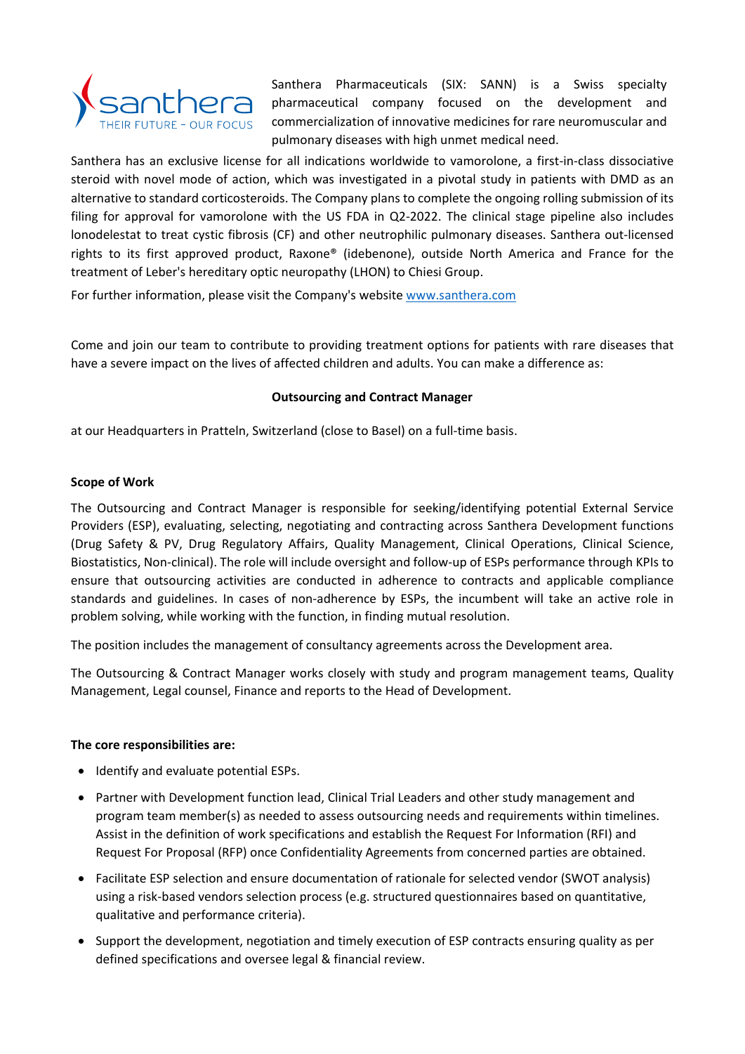santhera
THEIR FUTURE – OUR FOCUS

Santhera Pharmaceuticals (SIX: SANN) is a Swiss specialty pharmaceutical company focused on the development and commercialization of innovative medicines for rare neuromuscular and pulmonary diseases with high unmet medical need.

Santhera has an exclusive license for all indications worldwide to vamorolone, a first-in-class dissociative steroid with novel mode of action, which was investigated in a pivotal study in patients with DMD as an alternative to standard corticosteroids. The Company plans to complete the ongoing rolling submission of its filing for approval for vamorolone with the US FDA in Q2-2022. The clinical stage pipeline also includes lonodelestat to treat cystic fibrosis (CF) and other neutrophilic pulmonary diseases. Santhera out-licensed rights to its first approved product, Raxone® (idebenone), outside North America and France for the treatment of Leber's hereditary optic neuropathy (LHON) to Chiesi Group.

For further information, please visit the Company's website www.santhera.com

Come and join our team to contribute to providing treatment options for patients with rare diseases that have a severe impact on the lives of affected children and adults. You can make a difference as:

**Outsourcing and Contract Manager**

at our Headquarters in Pratteln, Switzerland (close to Basel) on a full-time basis.

**Scope of Work**

The Outsourcing and Contract Manager is responsible for seeking/identifying potential External Service Providers (ESP), evaluating, selecting, negotiating and contracting across Santhera Development functions (Drug Safety & PV, Drug Regulatory Affairs, Quality Management, Clinical Operations, Clinical Science, Biostatistics, Non-clinical). The role will include oversight and follow-up of ESPs performance through KPIs to ensure that outsourcing activities are conducted in adherence to contracts and applicable compliance standards and guidelines. In cases of non-adherence by ESPs, the incumbent will take an active role in problem solving, while working with the function, in finding mutual resolution.

The position includes the management of consultancy agreements across the Development area.

The Outsourcing & Contract Manager works closely with study and program management teams, Quality Management, Legal counsel, Finance and reports to the Head of Development.

**The core responsibilities are:**

- Identify and evaluate potential ESPs.
- Partner with Development function lead, Clinical Trial Leaders and other study management and program team member(s) as needed to assess outsourcing needs and requirements within timelines. Assist in the definition of work specifications and establish the Request For Information (RFI) and Request For Proposal (RFP) once Confidentiality Agreements from concerned parties are obtained.
- Facilitate ESP selection and ensure documentation of rationale for selected vendor (SWOT analysis) using a risk-based vendors selection process (e.g. structured questionnaires based on quantitative, qualitative and performance criteria).
- Support the development, negotiation and timely execution of ESP contracts ensuring quality as per defined specifications and oversee legal & financial review.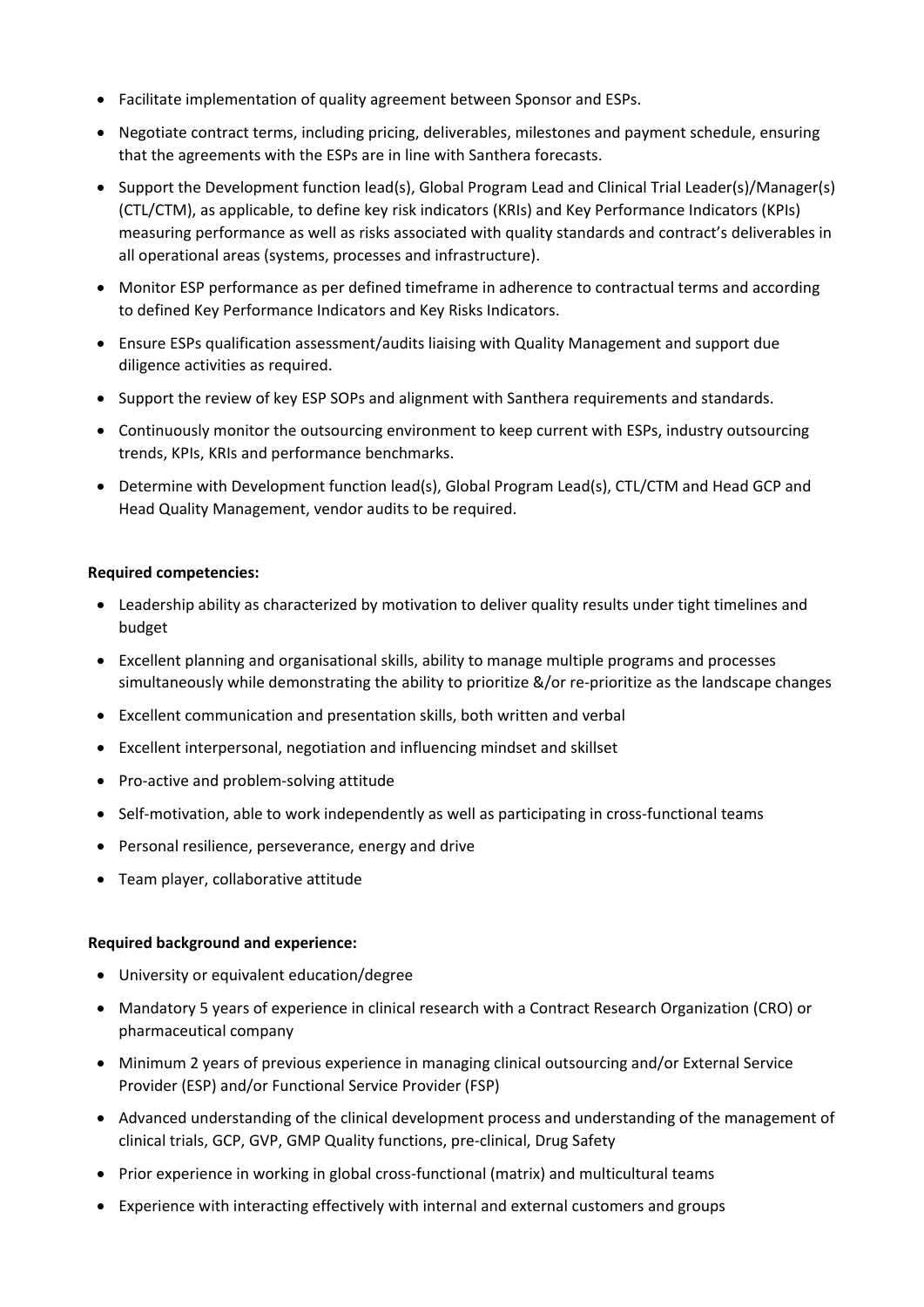- Facilitate implementation of quality agreement between Sponsor and ESPs.
- Negotiate contract terms, including pricing, deliverables, milestones and payment schedule, ensuring that the agreements with the ESPs are in line with Santhera forecasts.
- Support the Development function lead(s), Global Program Lead and Clinical Trial Leader(s)/Manager(s) (CTL/CTM), as applicable, to define key risk indicators (KRIs) and Key Performance Indicators (KPIs) measuring performance as well as risks associated with quality standards and contract's deliverables in all operational areas (systems, processes and infrastructure).
- Monitor ESP performance as per defined timeframe in adherence to contractual terms and according to defined Key Performance Indicators and Key Risks Indicators.
- Ensure ESPs qualification assessment/audits liaising with Quality Management and support due diligence activities as required.
- Support the review of key ESP SOPs and alignment with Santhera requirements and standards.
- Continuously monitor the outsourcing environment to keep current with ESPs, industry outsourcing trends, KPIs, KRIs and performance benchmarks.
- Determine with Development function lead(s), Global Program Lead(s), CTL/CTM and Head GCP and Head Quality Management, vendor audits to be required.

**Required competencies:**

- Leadership ability as characterized by motivation to deliver quality results under tight timelines and budget
- Excellent planning and organisational skills, ability to manage multiple programs and processes simultaneously while demonstrating the ability to prioritize &/or re-prioritize as the landscape changes
- Excellent communication and presentation skills, both written and verbal
- Excellent interpersonal, negotiation and influencing mindset and skillset
- Pro-active and problem-solving attitude
- Self-motivation, able to work independently as well as participating in cross-functional teams
- Personal resilience, perseverance, energy and drive
- Team player, collaborative attitude

**Required background and experience:**

- University or equivalent education/degree
- Mandatory 5 years of experience in clinical research with a Contract Research Organization (CRO) or pharmaceutical company
- Minimum 2 years of previous experience in managing clinical outsourcing and/or External Service Provider (ESP) and/or Functional Service Provider (FSP)
- Advanced understanding of the clinical development process and understanding of the management of clinical trials, GCP, GVP, GMP Quality functions, pre-clinical, Drug Safety
- Prior experience in working in global cross-functional (matrix) and multicultural teams
- Experience with interacting effectively with internal and external customers and groups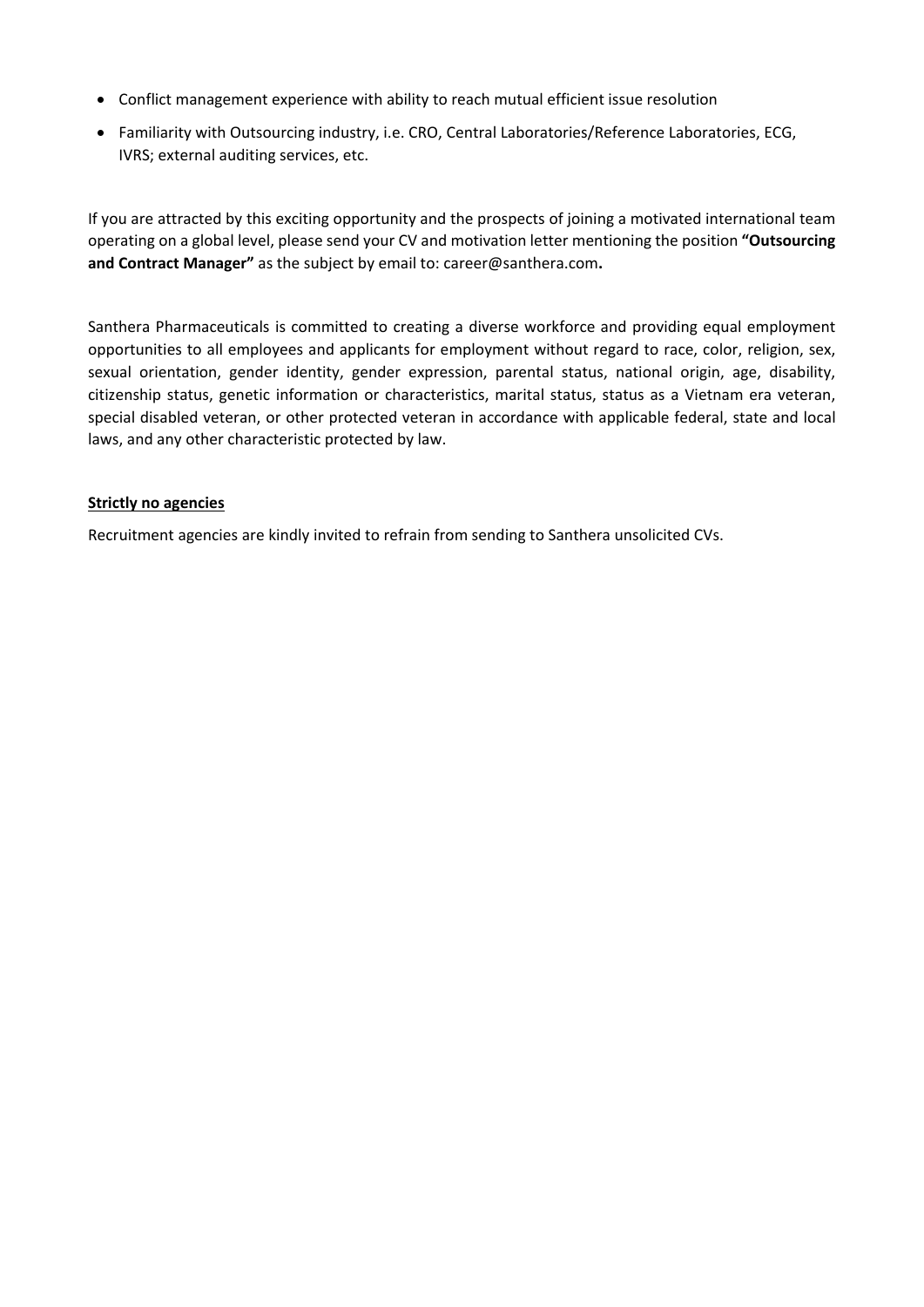- Conflict management experience with ability to reach mutual efficient issue resolution
- Familiarity with Outsourcing industry, i.e. CRO, Central Laboratories/Reference Laboratories, ECG, IVRS; external auditing services, etc.

If you are attracted by this exciting opportunity and the prospects of joining a motivated international team operating on a global level, please send your CV and motivation letter mentioning the position **"Outsourcing and Contract Manager"** as the subject by email to: career@santhera.com**.**

Santhera Pharmaceuticals is committed to creating a diverse workforce and providing equal employment opportunities to all employees and applicants for employment without regard to race, color, religion, sex, sexual orientation, gender identity, gender expression, parental status, national origin, age, disability, citizenship status, genetic information or characteristics, marital status, status as a Vietnam era veteran, special disabled veteran, or other protected veteran in accordance with applicable federal, state and local laws, and any other characteristic protected by law.

**Strictly no agencies**

Recruitment agencies are kindly invited to refrain from sending to Santhera unsolicited CVs.